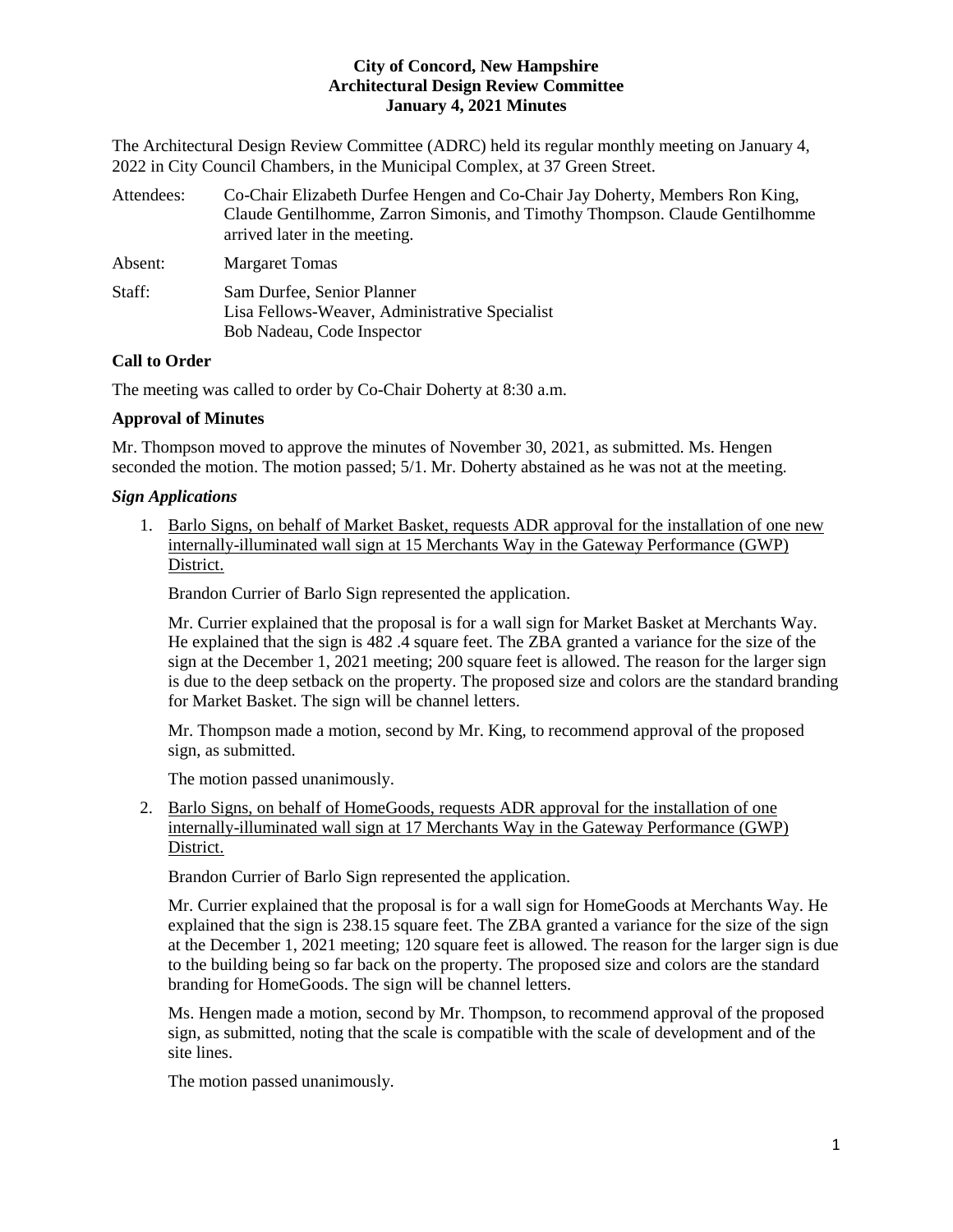**City of Concord, New Hampshire**
**Architectural Design Review Committee**
**January 4, 2021 Minutes**

The Architectural Design Review Committee (ADRC) held its regular monthly meeting on January 4, 2022 in City Council Chambers, in the Municipal Complex, at 37 Green Street.

Attendees: Co-Chair Elizabeth Durfee Hengen and Co-Chair Jay Doherty, Members Ron King, Claude Gentilhomme, Zarron Simonis, and Timothy Thompson. Claude Gentilhomme arrived later in the meeting.

Absent: Margaret Tomas

Staff: Sam Durfee, Senior Planner
Lisa Fellows-Weaver, Administrative Specialist
Bob Nadeau, Code Inspector

**Call to Order**

The meeting was called to order by Co-Chair Doherty at 8:30 a.m.

**Approval of Minutes**

Mr. Thompson moved to approve the minutes of November 30, 2021, as submitted. Ms. Hengen seconded the motion. The motion passed; 5/1. Mr. Doherty abstained as he was not at the meeting.

***Sign Applications***

1. Barlo Signs, on behalf of Market Basket, requests ADR approval for the installation of one new internally-illuminated wall sign at 15 Merchants Way in the Gateway Performance (GWP) District.

   Brandon Currier of Barlo Sign represented the application.

   Mr. Currier explained that the proposal is for a wall sign for Market Basket at Merchants Way. He explained that the sign is 482 .4 square feet. The ZBA granted a variance for the size of the sign at the December 1, 2021 meeting; 200 square feet is allowed. The reason for the larger sign is due to the deep setback on the property. The proposed size and colors are the standard branding for Market Basket. The sign will be channel letters.

   Mr. Thompson made a motion, second by Mr. King, to recommend approval of the proposed sign, as submitted.

   The motion passed unanimously.

2. Barlo Signs, on behalf of HomeGoods, requests ADR approval for the installation of one internally-illuminated wall sign at 17 Merchants Way in the Gateway Performance (GWP) District.

   Brandon Currier of Barlo Sign represented the application.

   Mr. Currier explained that the proposal is for a wall sign for HomeGoods at Merchants Way. He explained that the sign is 238.15 square feet. The ZBA granted a variance for the size of the sign at the December 1, 2021 meeting; 120 square feet is allowed. The reason for the larger sign is due to the building being so far back on the property. The proposed size and colors are the standard branding for HomeGoods. The sign will be channel letters.

   Ms. Hengen made a motion, second by Mr. Thompson, to recommend approval of the proposed sign, as submitted, noting that the scale is compatible with the scale of development and of the site lines.

   The motion passed unanimously.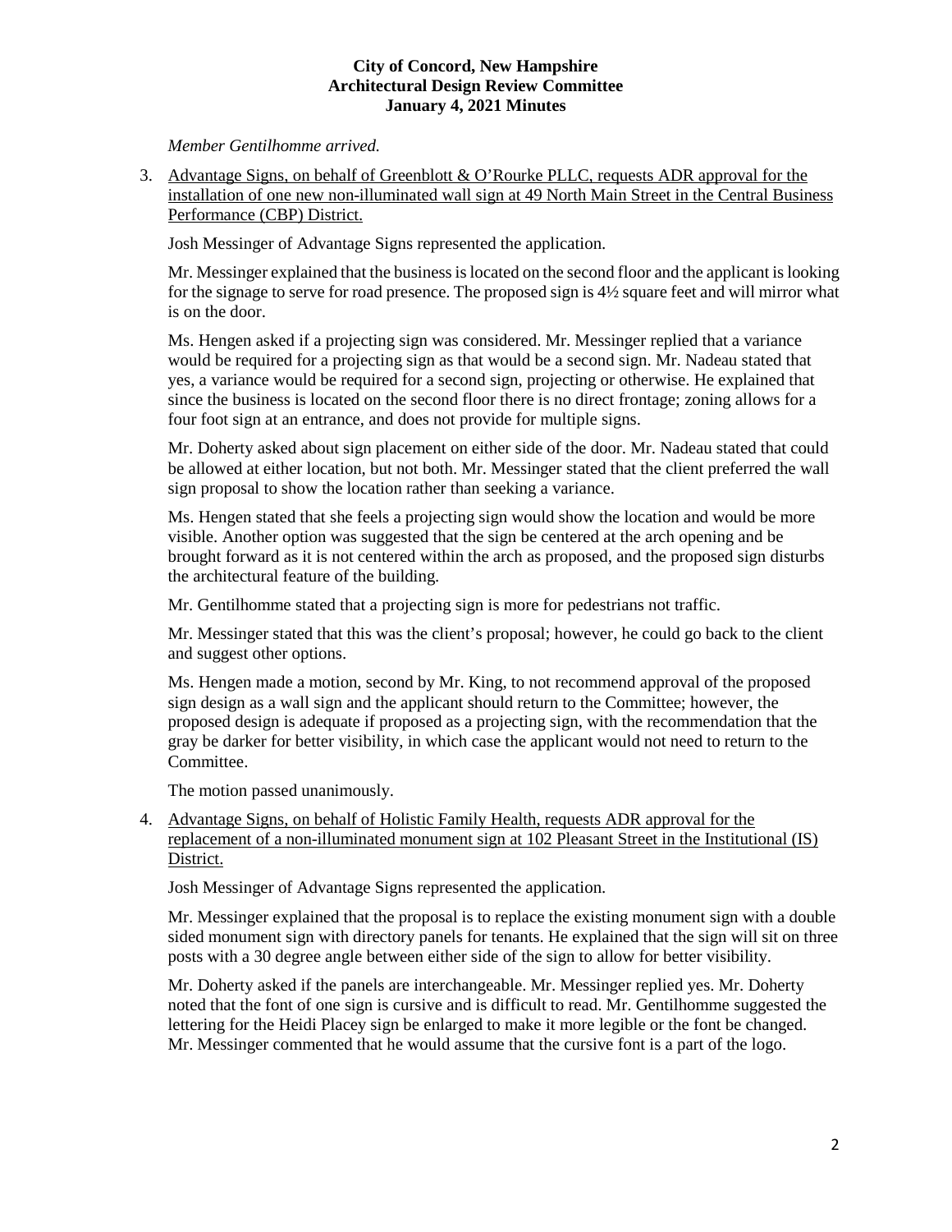*Member Gentilhomme arrived.*

3. Advantage Signs, on behalf of Greenblott & O'Rourke PLLC, requests ADR approval for the installation of one new non-illuminated wall sign at 49 North Main Street in the Central Business Performance (CBP) District.

   Josh Messinger of Advantage Signs represented the application.

   Mr. Messinger explained that the business is located on the second floor and the applicant is looking for the signage to serve for road presence. The proposed sign is 4½ square feet and will mirror what is on the door.

   Ms. Hengen asked if a projecting sign was considered. Mr. Messinger replied that a variance would be required for a projecting sign as that would be a second sign. Mr. Nadeau stated that yes, a variance would be required for a second sign, projecting or otherwise. He explained that since the business is located on the second floor there is no direct frontage; zoning allows for a four foot sign at an entrance, and does not provide for multiple signs.

   Mr. Doherty asked about sign placement on either side of the door. Mr. Nadeau stated that could be allowed at either location, but not both. Mr. Messinger stated that the client preferred the wall sign proposal to show the location rather than seeking a variance.

   Ms. Hengen stated that she feels a projecting sign would show the location and would be more visible. Another option was suggested that the sign be centered at the arch opening and be brought forward as it is not centered within the arch as proposed, and the proposed sign disturbs the architectural feature of the building.

   Mr. Gentilhomme stated that a projecting sign is more for pedestrians not traffic.

   Mr. Messinger stated that this was the client's proposal; however, he could go back to the client and suggest other options.

   Ms. Hengen made a motion, second by Mr. King, to not recommend approval of the proposed sign design as a wall sign and the applicant should return to the Committee; however, the proposed design is adequate if proposed as a projecting sign, with the recommendation that the gray be darker for better visibility, in which case the applicant would not need to return to the Committee.

   The motion passed unanimously.

4. Advantage Signs, on behalf of Holistic Family Health, requests ADR approval for the replacement of a non-illuminated monument sign at 102 Pleasant Street in the Institutional (IS) District.

   Josh Messinger of Advantage Signs represented the application.

   Mr. Messinger explained that the proposal is to replace the existing monument sign with a double sided monument sign with directory panels for tenants. He explained that the sign will sit on three posts with a 30 degree angle between either side of the sign to allow for better visibility.

   Mr. Doherty asked if the panels are interchangeable. Mr. Messinger replied yes. Mr. Doherty noted that the font of one sign is cursive and is difficult to read. Mr. Gentilhomme suggested the lettering for the Heidi Placey sign be enlarged to make it more legible or the font be changed. Mr. Messinger commented that he would assume that the cursive font is a part of the logo.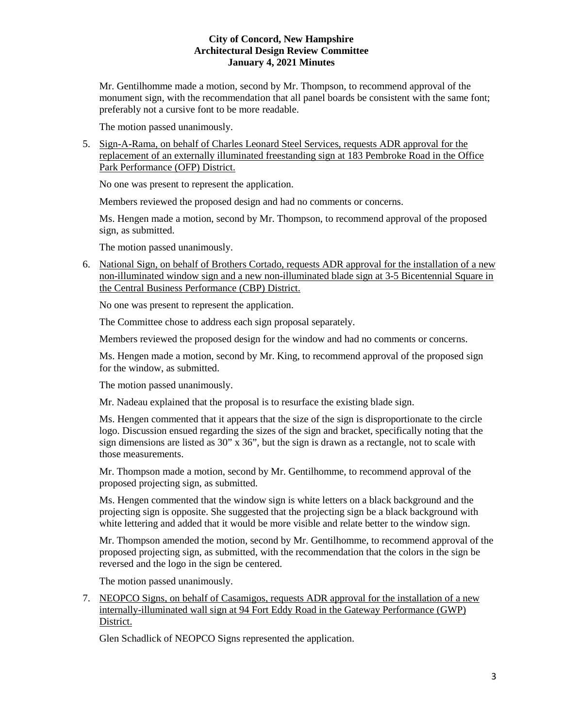Mr. Gentilhomme made a motion, second by Mr. Thompson, to recommend approval of the monument sign, with the recommendation that all panel boards be consistent with the same font; preferably not a cursive font to be more readable.

The motion passed unanimously.

5. Sign-A-Rama, on behalf of Charles Leonard Steel Services, requests ADR approval for the replacement of an externally illuminated freestanding sign at 183 Pembroke Road in the Office Park Performance (OFP) District.

   No one was present to represent the application.

   Members reviewed the proposed design and had no comments or concerns.

   Ms. Hengen made a motion, second by Mr. Thompson, to recommend approval of the proposed sign, as submitted.

   The motion passed unanimously.

6. National Sign, on behalf of Brothers Cortado, requests ADR approval for the installation of a new non-illuminated window sign and a new non-illuminated blade sign at 3-5 Bicentennial Square in the Central Business Performance (CBP) District.

   No one was present to represent the application.

   The Committee chose to address each sign proposal separately.

   Members reviewed the proposed design for the window and had no comments or concerns.

   Ms. Hengen made a motion, second by Mr. King, to recommend approval of the proposed sign for the window, as submitted.

   The motion passed unanimously.

   Mr. Nadeau explained that the proposal is to resurface the existing blade sign.

   Ms. Hengen commented that it appears that the size of the sign is disproportionate to the circle logo. Discussion ensued regarding the sizes of the sign and bracket, specifically noting that the sign dimensions are listed as 30" x 36", but the sign is drawn as a rectangle, not to scale with those measurements.

   Mr. Thompson made a motion, second by Mr. Gentilhomme, to recommend approval of the proposed projecting sign, as submitted.

   Ms. Hengen commented that the window sign is white letters on a black background and the projecting sign is opposite. She suggested that the projecting sign be a black background with white lettering and added that it would be more visible and relate better to the window sign.

   Mr. Thompson amended the motion, second by Mr. Gentilhomme, to recommend approval of the proposed projecting sign, as submitted, with the recommendation that the colors in the sign be reversed and the logo in the sign be centered.

   The motion passed unanimously.

7. NEOPCO Signs, on behalf of Casamigos, requests ADR approval for the installation of a new internally-illuminated wall sign at 94 Fort Eddy Road in the Gateway Performance (GWP) District.

   Glen Schadlick of NEOPCO Signs represented the application.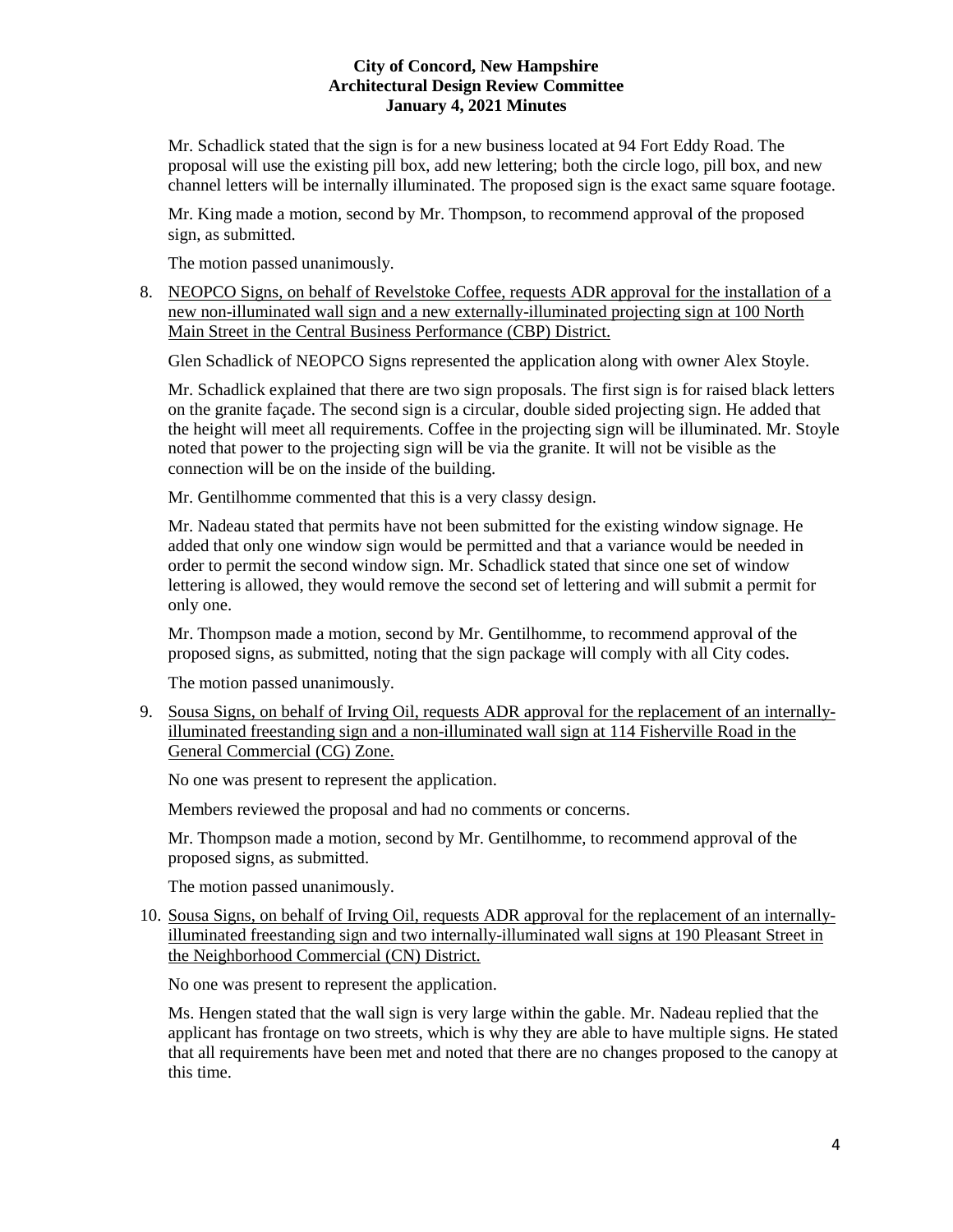Mr. Schadlick stated that the sign is for a new business located at 94 Fort Eddy Road. The proposal will use the existing pill box, add new lettering; both the circle logo, pill box, and new channel letters will be internally illuminated. The proposed sign is the exact same square footage.

Mr. King made a motion, second by Mr. Thompson, to recommend approval of the proposed sign, as submitted.

The motion passed unanimously.

8. NEOPCO Signs, on behalf of Revelstoke Coffee, requests ADR approval for the installation of a new non-illuminated wall sign and a new externally-illuminated projecting sign at 100 North Main Street in the Central Business Performance (CBP) District.

   Glen Schadlick of NEOPCO Signs represented the application along with owner Alex Stoyle.

   Mr. Schadlick explained that there are two sign proposals. The first sign is for raised black letters on the granite façade. The second sign is a circular, double sided projecting sign. He added that the height will meet all requirements. Coffee in the projecting sign will be illuminated. Mr. Stoyle noted that power to the projecting sign will be via the granite. It will not be visible as the connection will be on the inside of the building.

   Mr. Gentilhomme commented that this is a very classy design.

   Mr. Nadeau stated that permits have not been submitted for the existing window signage. He added that only one window sign would be permitted and that a variance would be needed in order to permit the second window sign. Mr. Schadlick stated that since one set of window lettering is allowed, they would remove the second set of lettering and will submit a permit for only one.

   Mr. Thompson made a motion, second by Mr. Gentilhomme, to recommend approval of the proposed signs, as submitted, noting that the sign package will comply with all City codes.

   The motion passed unanimously.

9. Sousa Signs, on behalf of Irving Oil, requests ADR approval for the replacement of an internally-illuminated freestanding sign and a non-illuminated wall sign at 114 Fisherville Road in the General Commercial (CG) Zone.

   No one was present to represent the application.

   Members reviewed the proposal and had no comments or concerns.

   Mr. Thompson made a motion, second by Mr. Gentilhomme, to recommend approval of the proposed signs, as submitted.

   The motion passed unanimously.

10. Sousa Signs, on behalf of Irving Oil, requests ADR approval for the replacement of an internally-illuminated freestanding sign and two internally-illuminated wall signs at 190 Pleasant Street in the Neighborhood Commercial (CN) District.

    No one was present to represent the application.

    Ms. Hengen stated that the wall sign is very large within the gable. Mr. Nadeau replied that the applicant has frontage on two streets, which is why they are able to have multiple signs. He stated that all requirements have been met and noted that there are no changes proposed to the canopy at this time.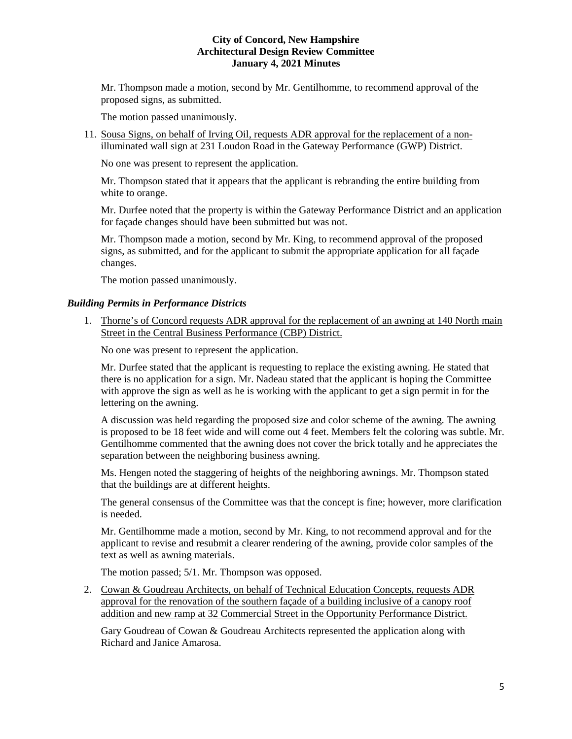Mr. Thompson made a motion, second by Mr. Gentilhomme, to recommend approval of the proposed signs, as submitted.

The motion passed unanimously.

11. Sousa Signs, on behalf of Irving Oil, requests ADR approval for the replacement of a non-illuminated wall sign at 231 Loudon Road in the Gateway Performance (GWP) District.

    No one was present to represent the application.

    Mr. Thompson stated that it appears that the applicant is rebranding the entire building from white to orange.

    Mr. Durfee noted that the property is within the Gateway Performance District and an application for façade changes should have been submitted but was not.

    Mr. Thompson made a motion, second by Mr. King, to recommend approval of the proposed signs, as submitted, and for the applicant to submit the appropriate application for all façade changes.

    The motion passed unanimously.

### *Building Permits in Performance Districts*

1. Thorne's of Concord requests ADR approval for the replacement of an awning at 140 North main Street in the Central Business Performance (CBP) District.

   No one was present to represent the application.

   Mr. Durfee stated that the applicant is requesting to replace the existing awning. He stated that there is no application for a sign. Mr. Nadeau stated that the applicant is hoping the Committee with approve the sign as well as he is working with the applicant to get a sign permit in for the lettering on the awning.

   A discussion was held regarding the proposed size and color scheme of the awning. The awning is proposed to be 18 feet wide and will come out 4 feet. Members felt the coloring was subtle. Mr. Gentilhomme commented that the awning does not cover the brick totally and he appreciates the separation between the neighboring business awning.

   Ms. Hengen noted the staggering of heights of the neighboring awnings. Mr. Thompson stated that the buildings are at different heights.

   The general consensus of the Committee was that the concept is fine; however, more clarification is needed.

   Mr. Gentilhomme made a motion, second by Mr. King, to not recommend approval and for the applicant to revise and resubmit a clearer rendering of the awning, provide color samples of the text as well as awning materials.

   The motion passed; 5/1. Mr. Thompson was opposed.

2. Cowan & Goudreau Architects, on behalf of Technical Education Concepts, requests ADR approval for the renovation of the southern façade of a building inclusive of a canopy roof addition and new ramp at 32 Commercial Street in the Opportunity Performance District.

   Gary Goudreau of Cowan & Goudreau Architects represented the application along with Richard and Janice Amarosa.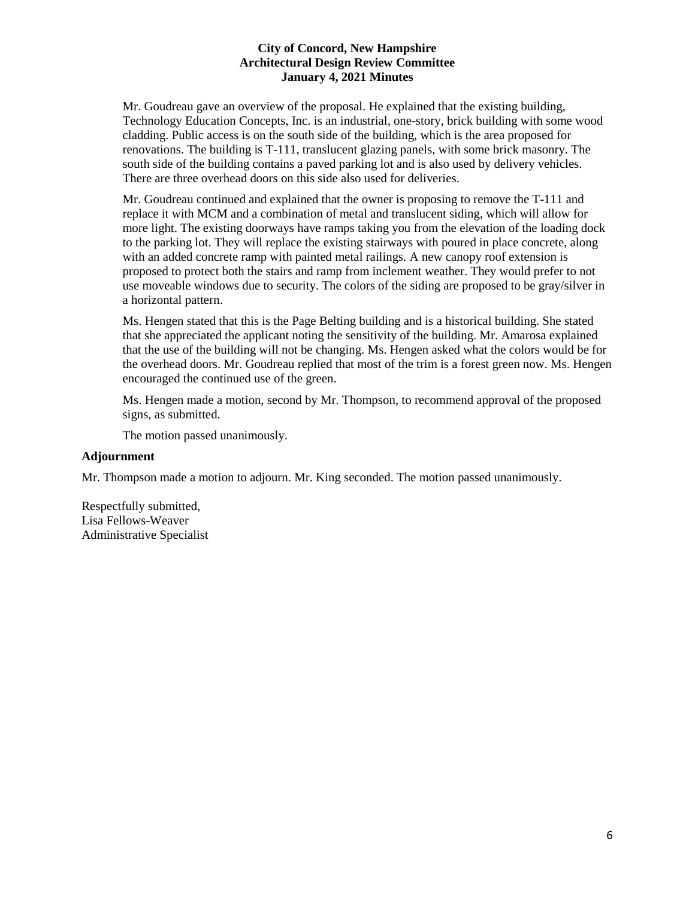Mr. Goudreau gave an overview of the proposal. He explained that the existing building, Technology Education Concepts, Inc. is an industrial, one-story, brick building with some wood cladding. Public access is on the south side of the building, which is the area proposed for renovations. The building is T-111, translucent glazing panels, with some brick masonry. The south side of the building contains a paved parking lot and is also used by delivery vehicles. There are three overhead doors on this side also used for deliveries.

Mr. Goudreau continued and explained that the owner is proposing to remove the T-111 and replace it with MCM and a combination of metal and translucent siding, which will allow for more light. The existing doorways have ramps taking you from the elevation of the loading dock to the parking lot. They will replace the existing stairways with poured in place concrete, along with an added concrete ramp with painted metal railings. A new canopy roof extension is proposed to protect both the stairs and ramp from inclement weather. They would prefer to not use moveable windows due to security. The colors of the siding are proposed to be gray/silver in a horizontal pattern.

Ms. Hengen stated that this is the Page Belting building and is a historical building. She stated that she appreciated the applicant noting the sensitivity of the building. Mr. Amarosa explained that the use of the building will not be changing. Ms. Hengen asked what the colors would be for the overhead doors. Mr. Goudreau replied that most of the trim is a forest green now. Ms. Hengen encouraged the continued use of the green.

Ms. Hengen made a motion, second by Mr. Thompson, to recommend approval of the proposed signs, as submitted.

The motion passed unanimously.

**Adjournment**

Mr. Thompson made a motion to adjourn. Mr. King seconded. The motion passed unanimously.

Respectfully submitted,
Lisa Fellows-Weaver
Administrative Specialist